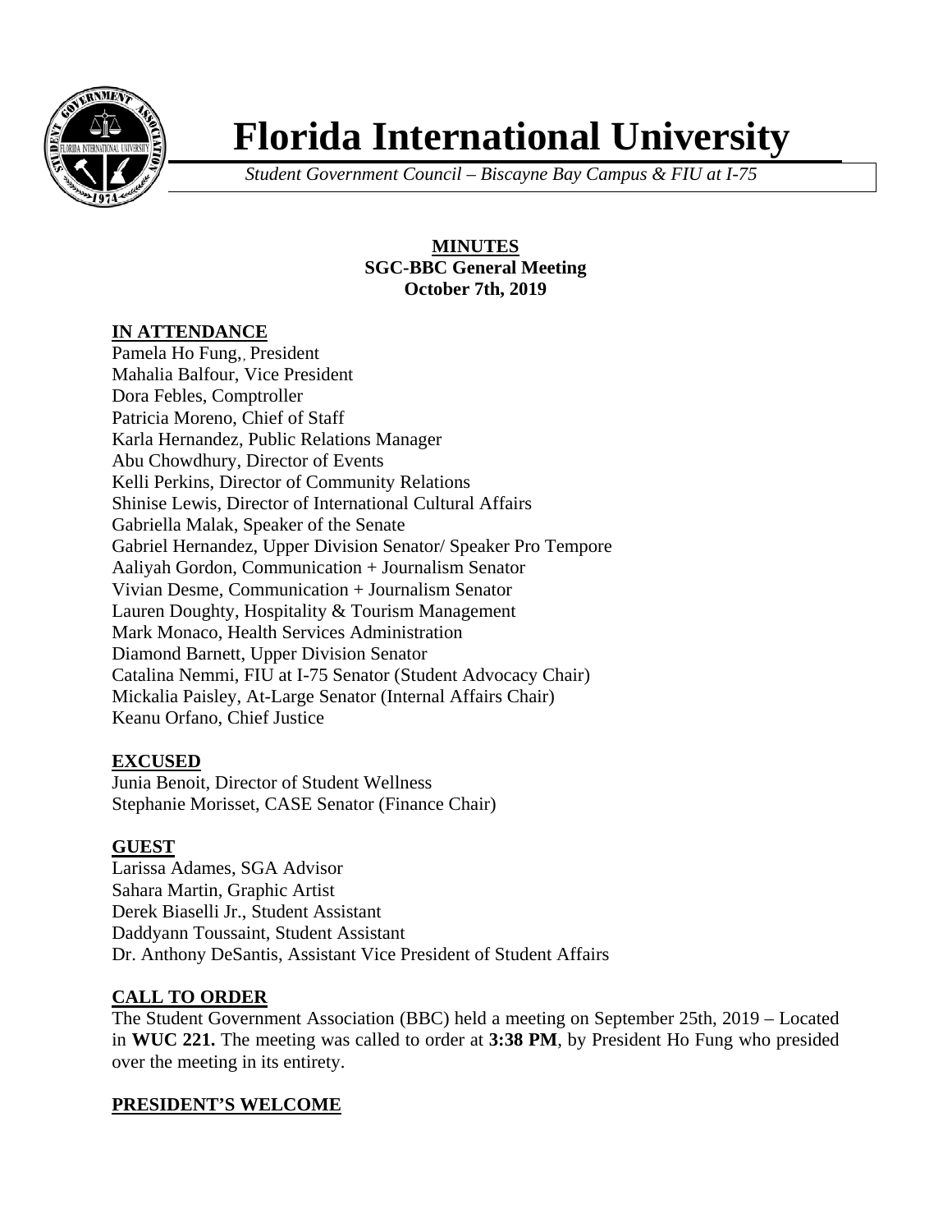# Florida International University

*Student Government Council – Biscayne Bay Campus & FIU at I-75*

**MINUTES**
**SGC-BBC General Meeting**
**October 7th, 2019**

## IN ATTENDANCE

Pamela Ho Fung,, President
Mahalia Balfour, Vice President
Dora Febles, Comptroller
Patricia Moreno, Chief of Staff
Karla Hernandez, Public Relations Manager
Abu Chowdhury, Director of Events
Kelli Perkins, Director of Community Relations
Shinise Lewis, Director of International Cultural Affairs
Gabriella Malak, Speaker of the Senate
Gabriel Hernandez, Upper Division Senator/ Speaker Pro Tempore
Aaliyah Gordon, Communication + Journalism Senator
Vivian Desme, Communication + Journalism Senator
Lauren Doughty, Hospitality & Tourism Management
Mark Monaco, Health Services Administration
Diamond Barnett, Upper Division Senator
Catalina Nemmi, FIU at I-75 Senator (Student Advocacy Chair)
Mickalia Paisley, At-Large Senator (Internal Affairs Chair)
Keanu Orfano, Chief Justice

## EXCUSED

Junia Benoit, Director of Student Wellness
Stephanie Morisset, CASE Senator (Finance Chair)

## GUEST

Larissa Adames, SGA Advisor
Sahara Martin, Graphic Artist
Derek Biaselli Jr., Student Assistant
Daddyann Toussaint, Student Assistant
Dr. Anthony DeSantis, Assistant Vice President of Student Affairs

## CALL TO ORDER

The Student Government Association (BBC) held a meeting on September 25th, 2019 – Located in **WUC 221.** The meeting was called to order at **3:38 PM**, by President Ho Fung who presided over the meeting in its entirety.

## PRESIDENT'S WELCOME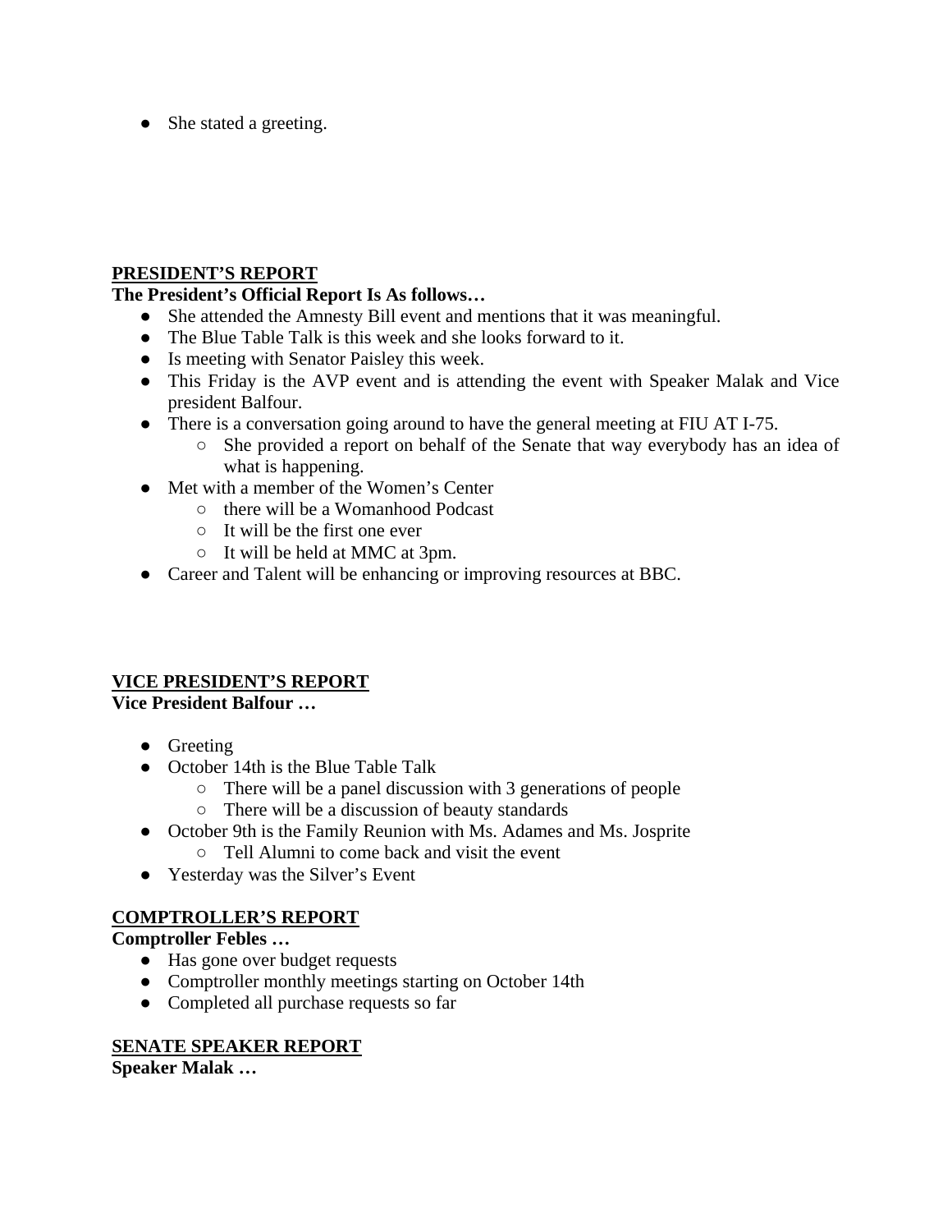- She stated a greeting.

## PRESIDENT'S REPORT

**The President's Official Report Is As follows…**

- She attended the Amnesty Bill event and mentions that it was meaningful.
- The Blue Table Talk is this week and she looks forward to it.
- Is meeting with Senator Paisley this week.
- This Friday is the AVP event and is attending the event with Speaker Malak and Vice president Balfour.
- There is a conversation going around to have the general meeting at FIU AT I-75.
  - She provided a report on behalf of the Senate that way everybody has an idea of what is happening.
- Met with a member of the Women's Center
  - there will be a Womanhood Podcast
  - It will be the first one ever
  - It will be held at MMC at 3pm.
- Career and Talent will be enhancing or improving resources at BBC.

## VICE PRESIDENT'S REPORT

**Vice President Balfour …**

- Greeting
- October 14th is the Blue Table Talk
  - There will be a panel discussion with 3 generations of people
  - There will be a discussion of beauty standards
- October 9th is the Family Reunion with Ms. Adames and Ms. Josprite
  - Tell Alumni to come back and visit the event
- Yesterday was the Silver's Event

## COMPTROLLER'S REPORT

**Comptroller Febles …**

- Has gone over budget requests
- Comptroller monthly meetings starting on October 14th
- Completed all purchase requests so far

## SENATE SPEAKER REPORT

**Speaker Malak …**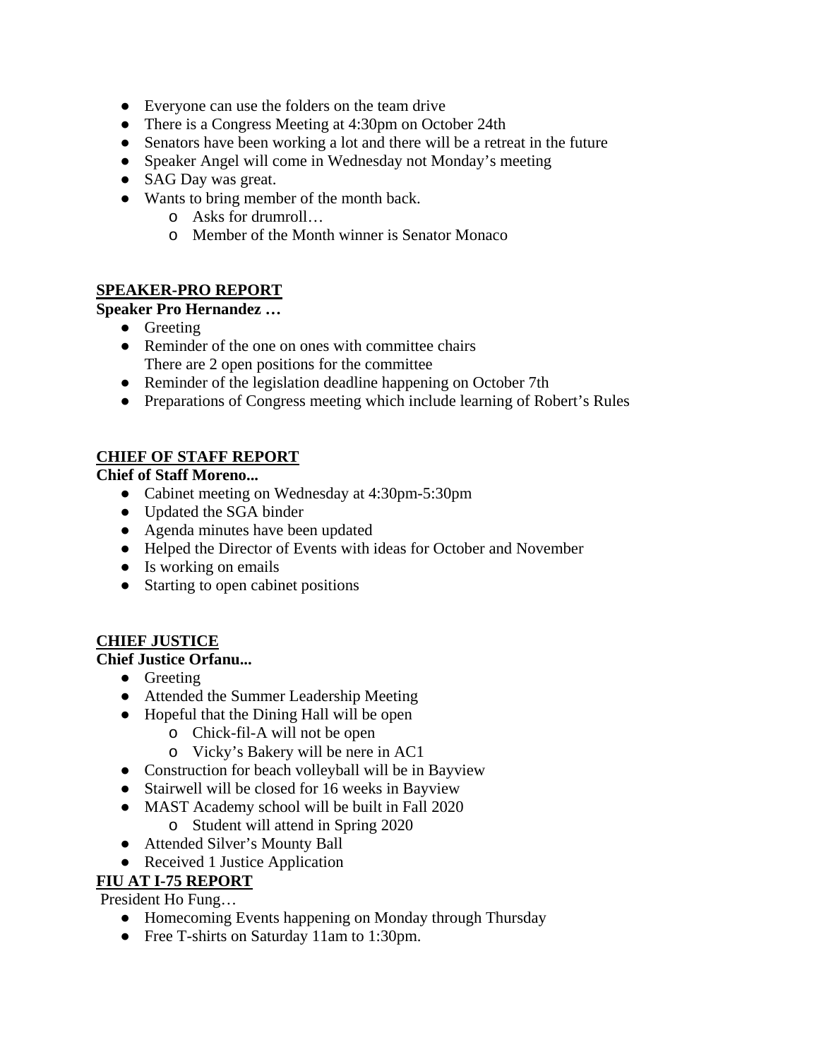- Everyone can use the folders on the team drive
- There is a Congress Meeting at 4:30pm on October 24th
- Senators have been working a lot and there will be a retreat in the future
- Speaker Angel will come in Wednesday not Monday's meeting
- SAG Day was great.
- Wants to bring member of the month back.
  - Asks for drumroll…
  - Member of the Month winner is Senator Monaco

## SPEAKER-PRO REPORT

**Speaker Pro Hernandez …**

- Greeting
- Reminder of the one on ones with committee chairs
  There are 2 open positions for the committee
- Reminder of the legislation deadline happening on October 7th
- Preparations of Congress meeting which include learning of Robert's Rules

## CHIEF OF STAFF REPORT

**Chief of Staff Moreno...**

- Cabinet meeting on Wednesday at 4:30pm-5:30pm
- Updated the SGA binder
- Agenda minutes have been updated
- Helped the Director of Events with ideas for October and November
- Is working on emails
- Starting to open cabinet positions

## CHIEF JUSTICE

**Chief Justice Orfanu...**

- Greeting
- Attended the Summer Leadership Meeting
- Hopeful that the Dining Hall will be open
  - Chick-fil-A will not be open
  - Vicky's Bakery will be nere in AC1
- Construction for beach volleyball will be in Bayview
- Stairwell will be closed for 16 weeks in Bayview
- MAST Academy school will be built in Fall 2020
  - Student will attend in Spring 2020
- Attended Silver's Mounty Ball
- Received 1 Justice Application

## FIU AT I-75 REPORT

President Ho Fung…

- Homecoming Events happening on Monday through Thursday
- Free T-shirts on Saturday 11am to 1:30pm.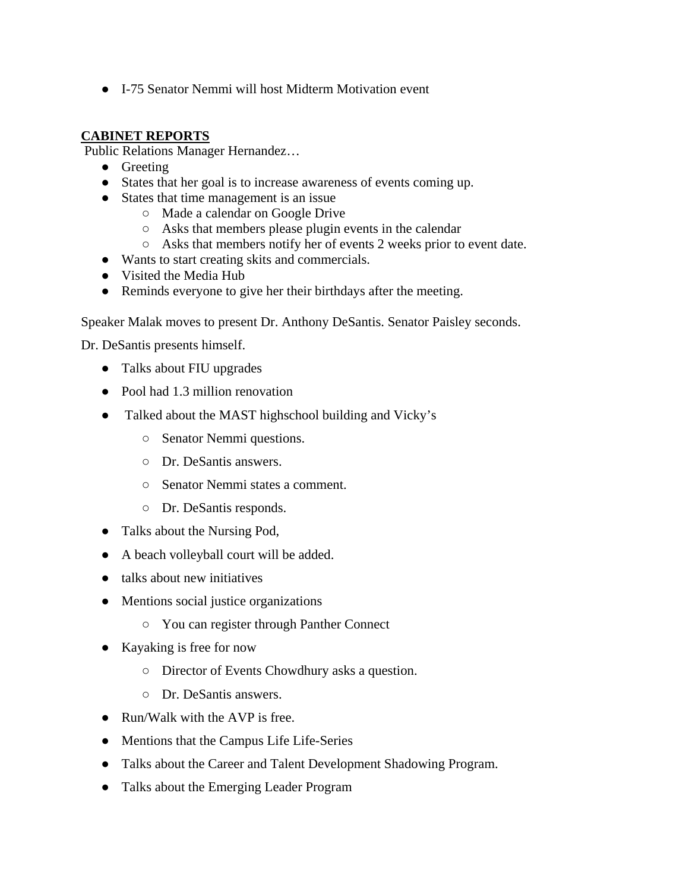- I-75 Senator Nemmi will host Midterm Motivation event

**CABINET REPORTS**

Public Relations Manager Hernandez…

- Greeting
- States that her goal is to increase awareness of events coming up.
- States that time management is an issue
  - Made a calendar on Google Drive
  - Asks that members please plugin events in the calendar
  - Asks that members notify her of events 2 weeks prior to event date.
- Wants to start creating skits and commercials.
- Visited the Media Hub
- Reminds everyone to give her their birthdays after the meeting.

Speaker Malak moves to present Dr. Anthony DeSantis. Senator Paisley seconds.

Dr. DeSantis presents himself.

- Talks about FIU upgrades
- Pool had 1.3 million renovation
- Talked about the MAST highschool building and Vicky's
  - Senator Nemmi questions.
  - Dr. DeSantis answers.
  - Senator Nemmi states a comment.
  - Dr. DeSantis responds.
- Talks about the Nursing Pod,
- A beach volleyball court will be added.
- talks about new initiatives
- Mentions social justice organizations
  - You can register through Panther Connect
- Kayaking is free for now
  - Director of Events Chowdhury asks a question.
  - Dr. DeSantis answers.
- Run/Walk with the AVP is free.
- Mentions that the Campus Life Life-Series
- Talks about the Career and Talent Development Shadowing Program.
- Talks about the Emerging Leader Program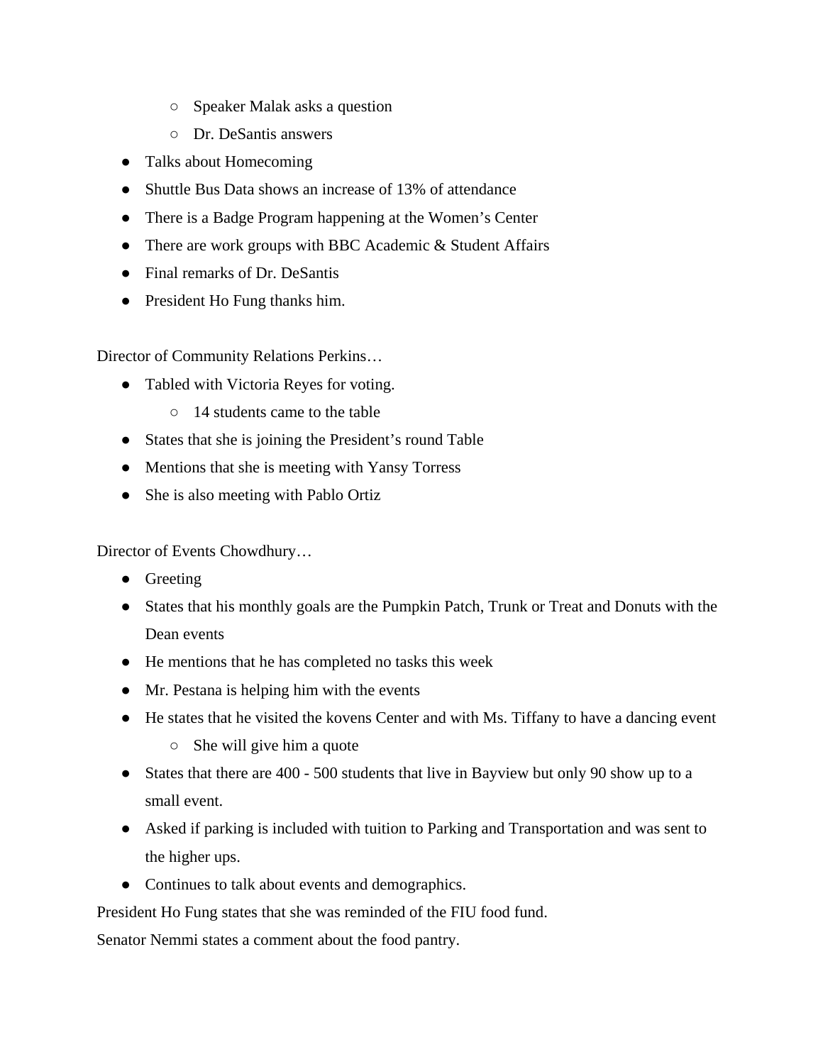- Speaker Malak asks a question
  - Dr. DeSantis answers
- Talks about Homecoming
- Shuttle Bus Data shows an increase of 13% of attendance
- There is a Badge Program happening at the Women's Center
- There are work groups with BBC Academic & Student Affairs
- Final remarks of Dr. DeSantis
- President Ho Fung thanks him.

Director of Community Relations Perkins…

- Tabled with Victoria Reyes for voting.
  - 14 students came to the table
- States that she is joining the President's round Table
- Mentions that she is meeting with Yansy Torress
- She is also meeting with Pablo Ortiz

Director of Events Chowdhury…

- Greeting
- States that his monthly goals are the Pumpkin Patch, Trunk or Treat and Donuts with the Dean events
- He mentions that he has completed no tasks this week
- Mr. Pestana is helping him with the events
- He states that he visited the kovens Center and with Ms. Tiffany to have a dancing event
  - She will give him a quote
- States that there are 400 - 500 students that live in Bayview but only 90 show up to a small event.
- Asked if parking is included with tuition to Parking and Transportation and was sent to the higher ups.
- Continues to talk about events and demographics.

President Ho Fung states that she was reminded of the FIU food fund.

Senator Nemmi states a comment about the food pantry.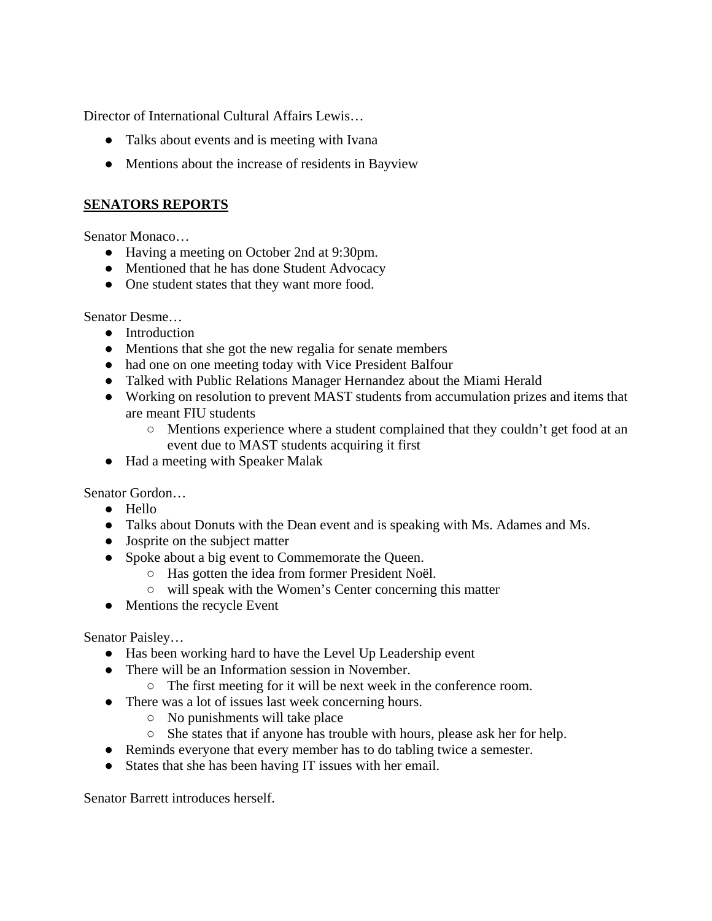Director of International Cultural Affairs Lewis…

- Talks about events and is meeting with Ivana
- Mentions about the increase of residents in Bayview

**<u>SENATORS REPORTS</u>**

Senator Monaco…

- Having a meeting on October 2nd at 9:30pm.
- Mentioned that he has done Student Advocacy
- One student states that they want more food.

Senator Desme…

- Introduction
- Mentions that she got the new regalia for senate members
- had one on one meeting today with Vice President Balfour
- Talked with Public Relations Manager Hernandez about the Miami Herald
- Working on resolution to prevent MAST students from accumulation prizes and items that are meant FIU students
    - Mentions experience where a student complained that they couldn't get food at an event due to MAST students acquiring it first
- Had a meeting with Speaker Malak

Senator Gordon…

- Hello
- Talks about Donuts with the Dean event and is speaking with Ms. Adames and Ms.
- Josprite on the subject matter
- Spoke about a big event to Commemorate the Queen.
    - Has gotten the idea from former President Noël.
    - will speak with the Women's Center concerning this matter
- Mentions the recycle Event

Senator Paisley…

- Has been working hard to have the Level Up Leadership event
- There will be an Information session in November.
    - The first meeting for it will be next week in the conference room.
- There was a lot of issues last week concerning hours.
    - No punishments will take place
    - She states that if anyone has trouble with hours, please ask her for help.
- Reminds everyone that every member has to do tabling twice a semester.
- States that she has been having IT issues with her email.

Senator Barrett introduces herself.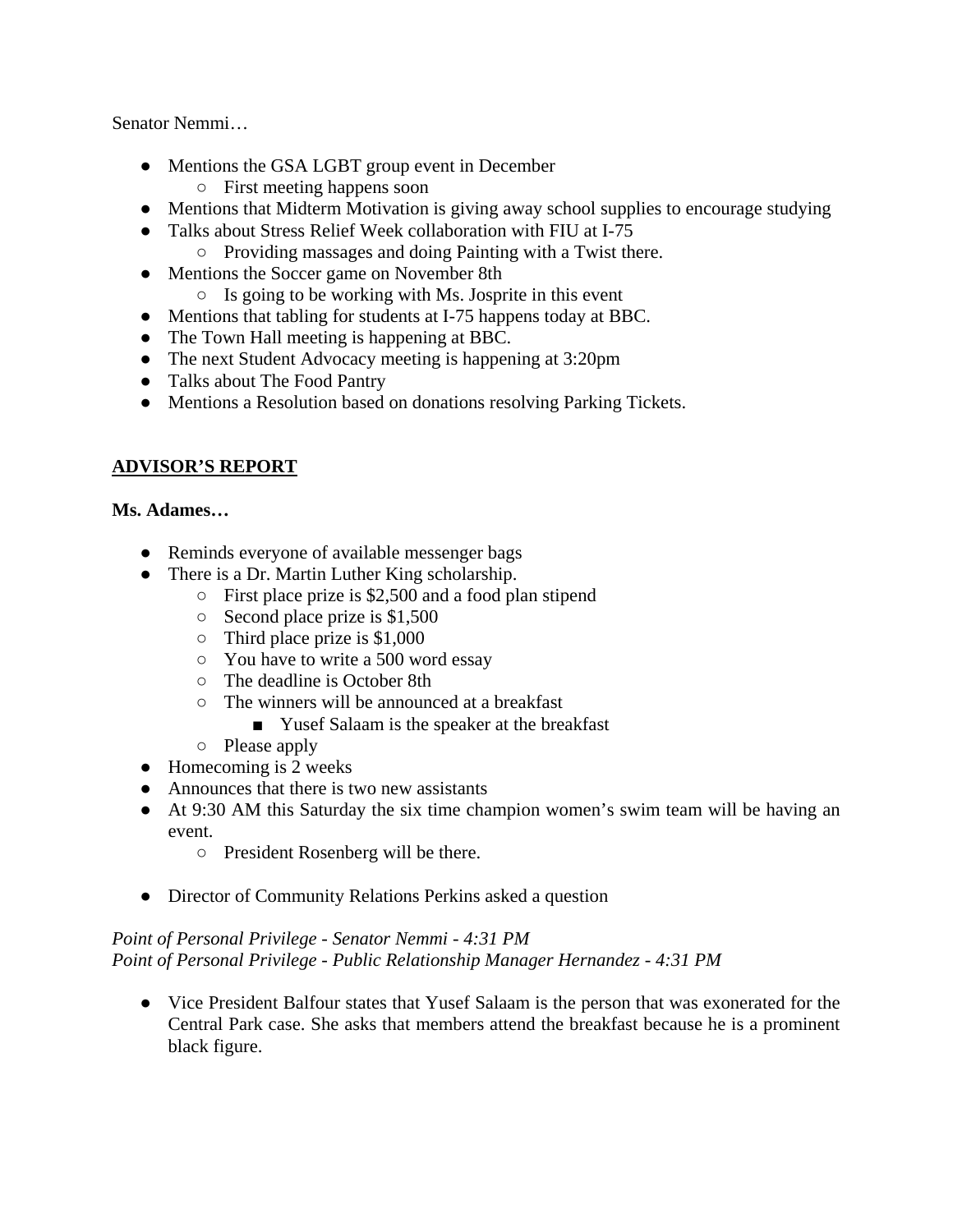Senator Nemmi…

- Mentions the GSA LGBT group event in December
  - First meeting happens soon
- Mentions that Midterm Motivation is giving away school supplies to encourage studying
- Talks about Stress Relief Week collaboration with FIU at I-75
  - Providing massages and doing Painting with a Twist there.
- Mentions the Soccer game on November 8th
  - Is going to be working with Ms. Josprite in this event
- Mentions that tabling for students at I-75 happens today at BBC.
- The Town Hall meeting is happening at BBC.
- The next Student Advocacy meeting is happening at 3:20pm
- Talks about The Food Pantry
- Mentions a Resolution based on donations resolving Parking Tickets.

## ADVISOR'S REPORT

**Ms. Adames…**

- Reminds everyone of available messenger bags
- There is a Dr. Martin Luther King scholarship.
  - First place prize is $2,500 and a food plan stipend
  - Second place prize is $1,500
  - Third place prize is $1,000
  - You have to write a 500 word essay
  - The deadline is October 8th
  - The winners will be announced at a breakfast
    - Yusef Salaam is the speaker at the breakfast
  - Please apply
- Homecoming is 2 weeks
- Announces that there is two new assistants
- At 9:30 AM this Saturday the six time champion women's swim team will be having an event.
  - President Rosenberg will be there.

- Director of Community Relations Perkins asked a question

*Point of Personal Privilege - Senator Nemmi - 4:31 PM*
*Point of Personal Privilege - Public Relationship Manager Hernandez - 4:31 PM*

- Vice President Balfour states that Yusef Salaam is the person that was exonerated for the Central Park case. She asks that members attend the breakfast because he is a prominent black figure.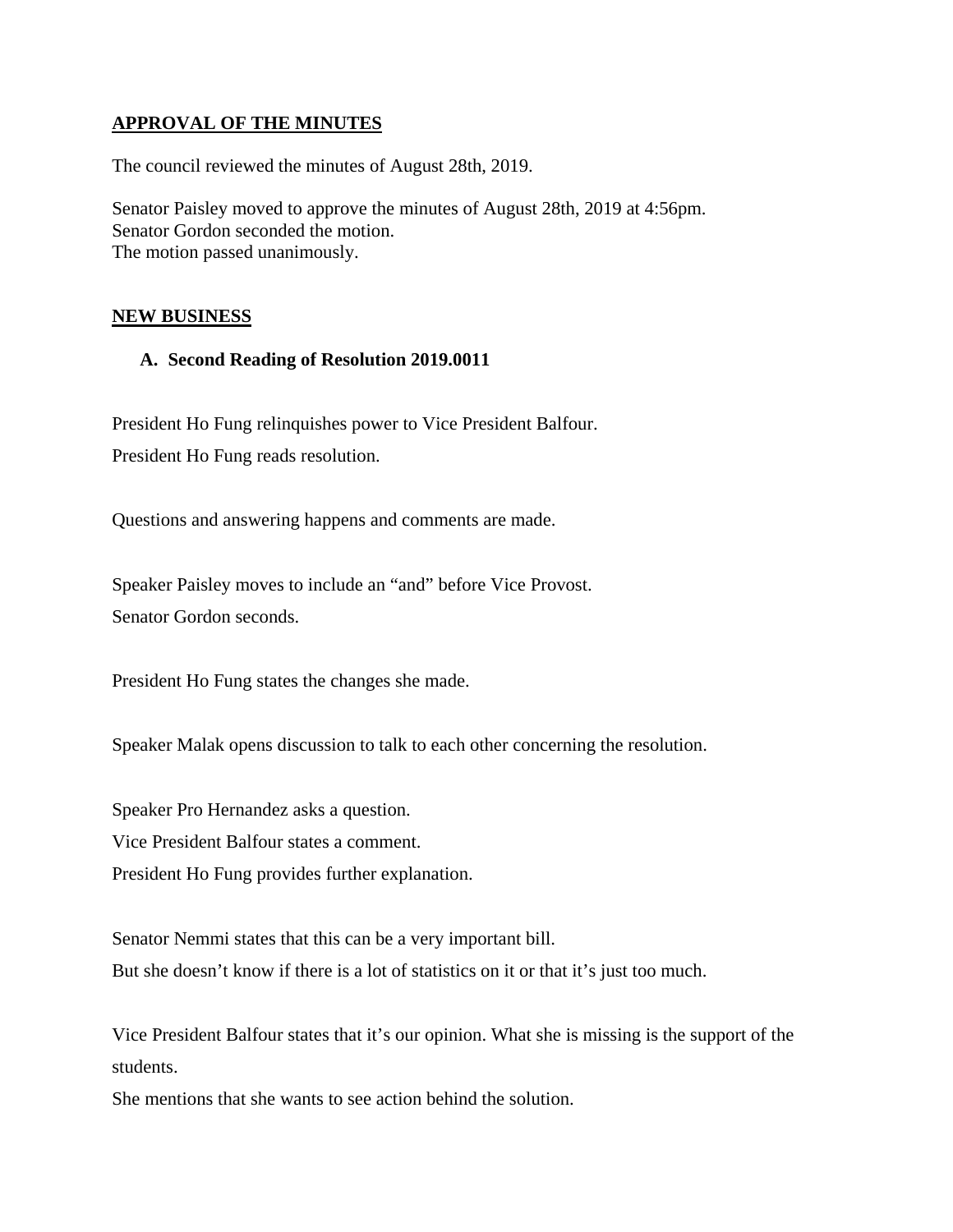## APPROVAL OF THE MINUTES

The council reviewed the minutes of August 28th, 2019.

Senator Paisley moved to approve the minutes of August 28th, 2019 at 4:56pm.
Senator Gordon seconded the motion.
The motion passed unanimously.

## NEW BUSINESS

### A. Second Reading of Resolution 2019.0011

President Ho Fung relinquishes power to Vice President Balfour.
President Ho Fung reads resolution.

Questions and answering happens and comments are made.

Speaker Paisley moves to include an "and" before Vice Provost.
Senator Gordon seconds.

President Ho Fung states the changes she made.

Speaker Malak opens discussion to talk to each other concerning the resolution.

Speaker Pro Hernandez asks a question.
Vice President Balfour states a comment.
President Ho Fung provides further explanation.

Senator Nemmi states that this can be a very important bill.
But she doesn't know if there is a lot of statistics on it or that it's just too much.

Vice President Balfour states that it's our opinion. What she is missing is the support of the students.
She mentions that she wants to see action behind the solution.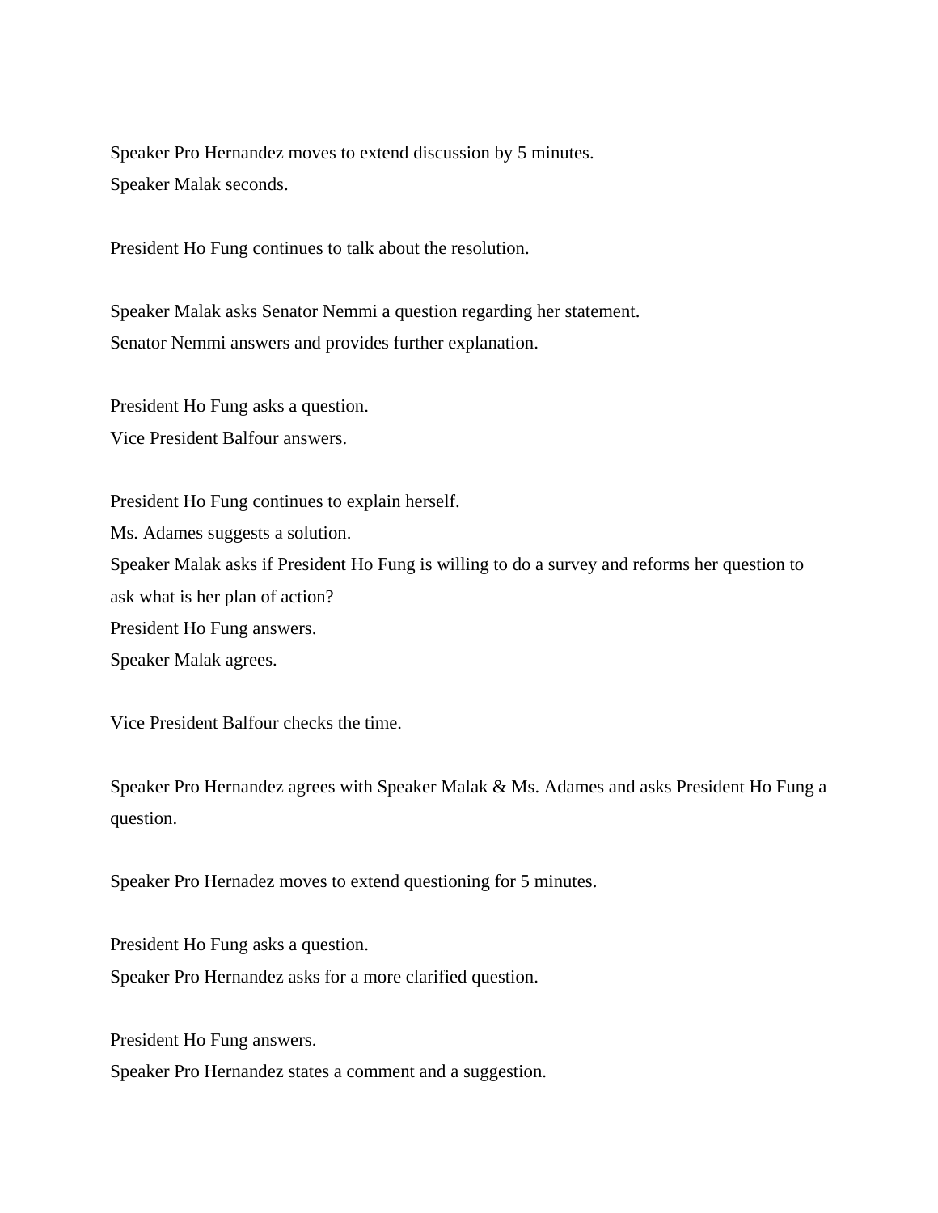Speaker Pro Hernandez moves to extend discussion by 5 minutes.
Speaker Malak seconds.

President Ho Fung continues to talk about the resolution.

Speaker Malak asks Senator Nemmi a question regarding her statement.
Senator Nemmi answers and provides further explanation.

President Ho Fung asks a question.
Vice President Balfour answers.

President Ho Fung continues to explain herself.
Ms. Adames suggests a solution.
Speaker Malak asks if President Ho Fung is willing to do a survey and reforms her question to ask what is her plan of action?
President Ho Fung answers.
Speaker Malak agrees.

Vice President Balfour checks the time.

Speaker Pro Hernandez agrees with Speaker Malak & Ms. Adames and asks President Ho Fung a question.

Speaker Pro Hernadez moves to extend questioning for 5 minutes.

President Ho Fung asks a question.
Speaker Pro Hernandez asks for a more clarified question.

President Ho Fung answers.
Speaker Pro Hernandez states a comment and a suggestion.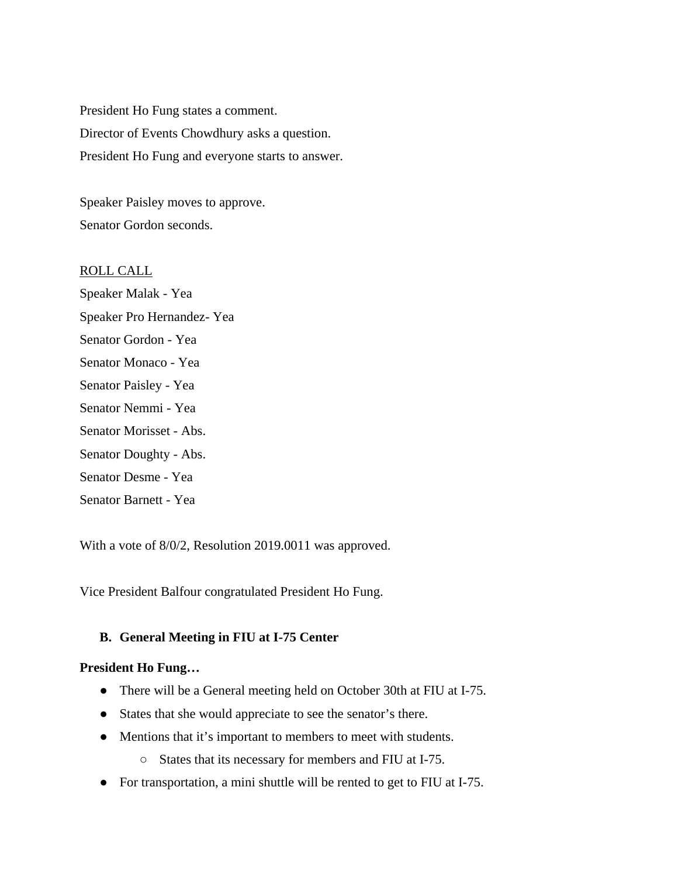President Ho Fung states a comment.
Director of Events Chowdhury asks a question.
President Ho Fung and everyone starts to answer.

Speaker Paisley moves to approve.
Senator Gordon seconds.

<u>ROLL CALL</u>
Speaker Malak - Yea
Speaker Pro Hernandez- Yea
Senator Gordon - Yea
Senator Monaco - Yea
Senator Paisley - Yea
Senator Nemmi - Yea
Senator Morisset - Abs.
Senator Doughty - Abs.
Senator Desme - Yea
Senator Barnett - Yea

With a vote of 8/0/2, Resolution 2019.0011 was approved.

Vice President Balfour congratulated President Ho Fung.

**B. General Meeting in FIU at I-75 Center**

**President Ho Fung…**

- There will be a General meeting held on October 30th at FIU at I-75.
- States that she would appreciate to see the senator's there.
- Mentions that it's important to members to meet with students.
  - States that its necessary for members and FIU at I-75.
- For transportation, a mini shuttle will be rented to get to FIU at I-75.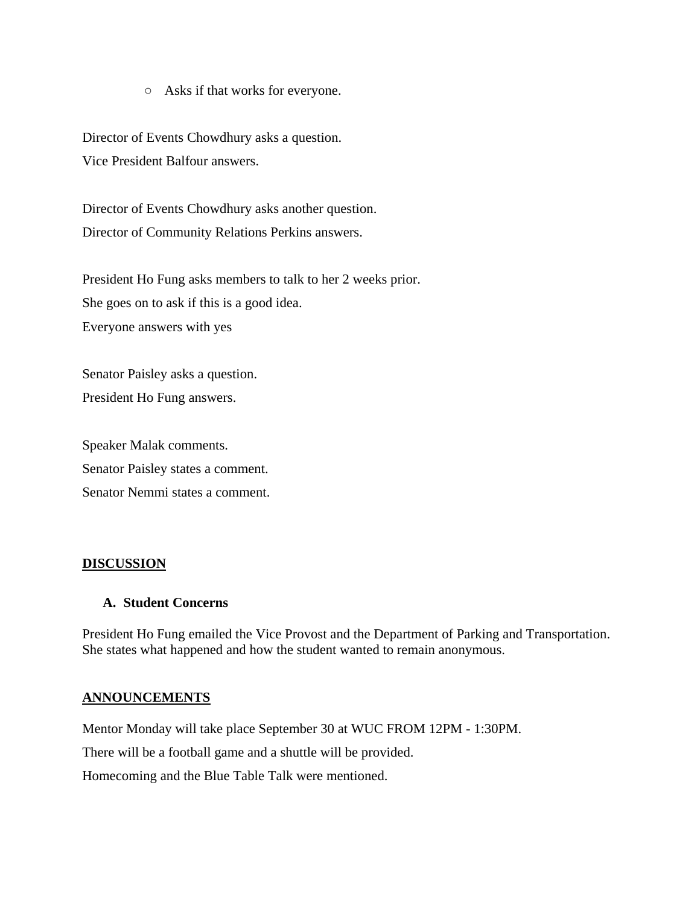- Asks if that works for everyone.

Director of Events Chowdhury asks a question.
Vice President Balfour answers.

Director of Events Chowdhury asks another question.
Director of Community Relations Perkins answers.

President Ho Fung asks members to talk to her 2 weeks prior.
She goes on to ask if this is a good idea.
Everyone answers with yes

Senator Paisley asks a question.
President Ho Fung answers.

Speaker Malak comments.
Senator Paisley states a comment.
Senator Nemmi states a comment.

## **DISCUSSION**

**A. Student Concerns**

President Ho Fung emailed the Vice Provost and the Department of Parking and Transportation. She states what happened and how the student wanted to remain anonymous.

## **ANNOUNCEMENTS**

Mentor Monday will take place September 30 at WUC FROM 12PM - 1:30PM.
There will be a football game and a shuttle will be provided.
Homecoming and the Blue Table Talk were mentioned.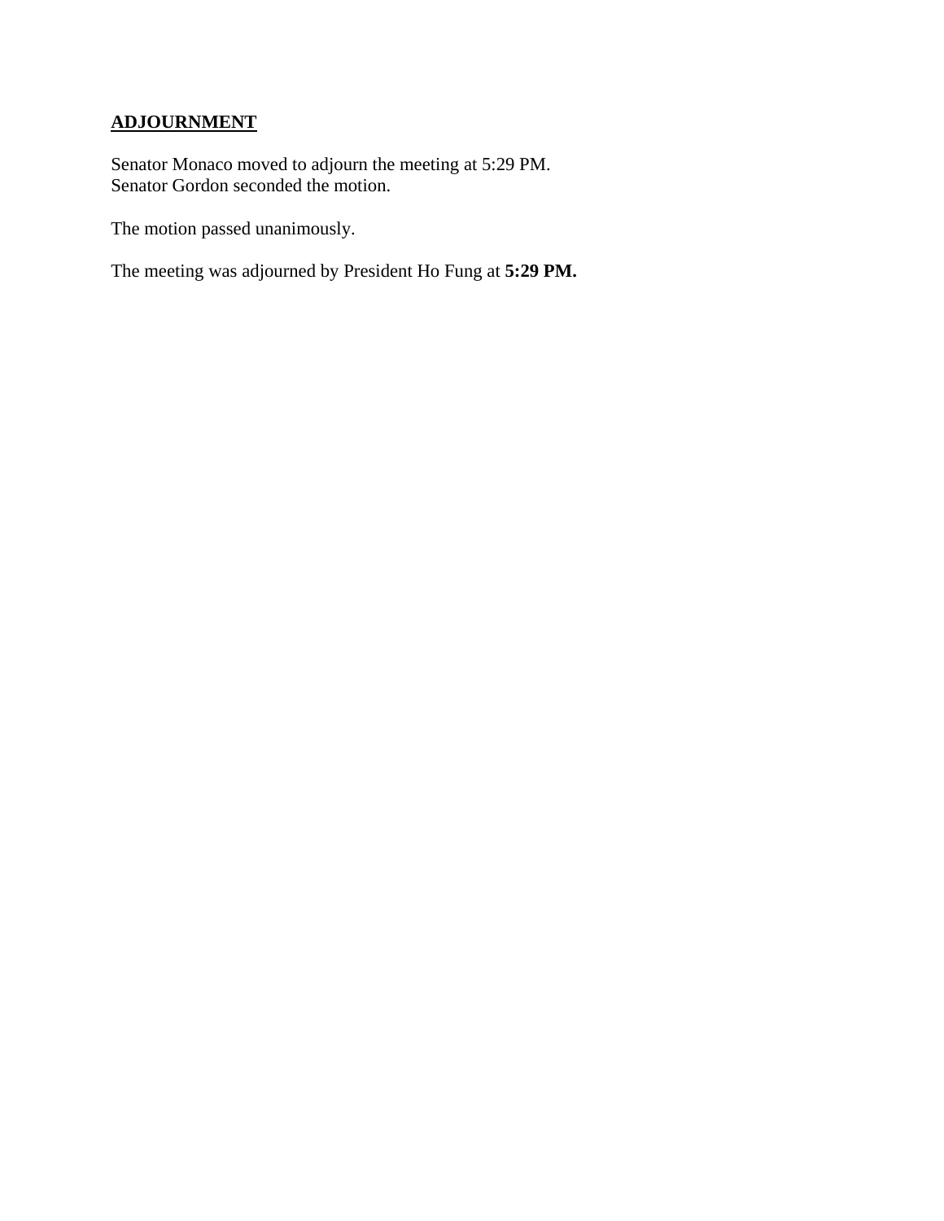**ADJOURNMENT**

Senator Monaco moved to adjourn the meeting at 5:29 PM.
Senator Gordon seconded the motion.

The motion passed unanimously.

The meeting was adjourned by President Ho Fung at **5:29 PM.**